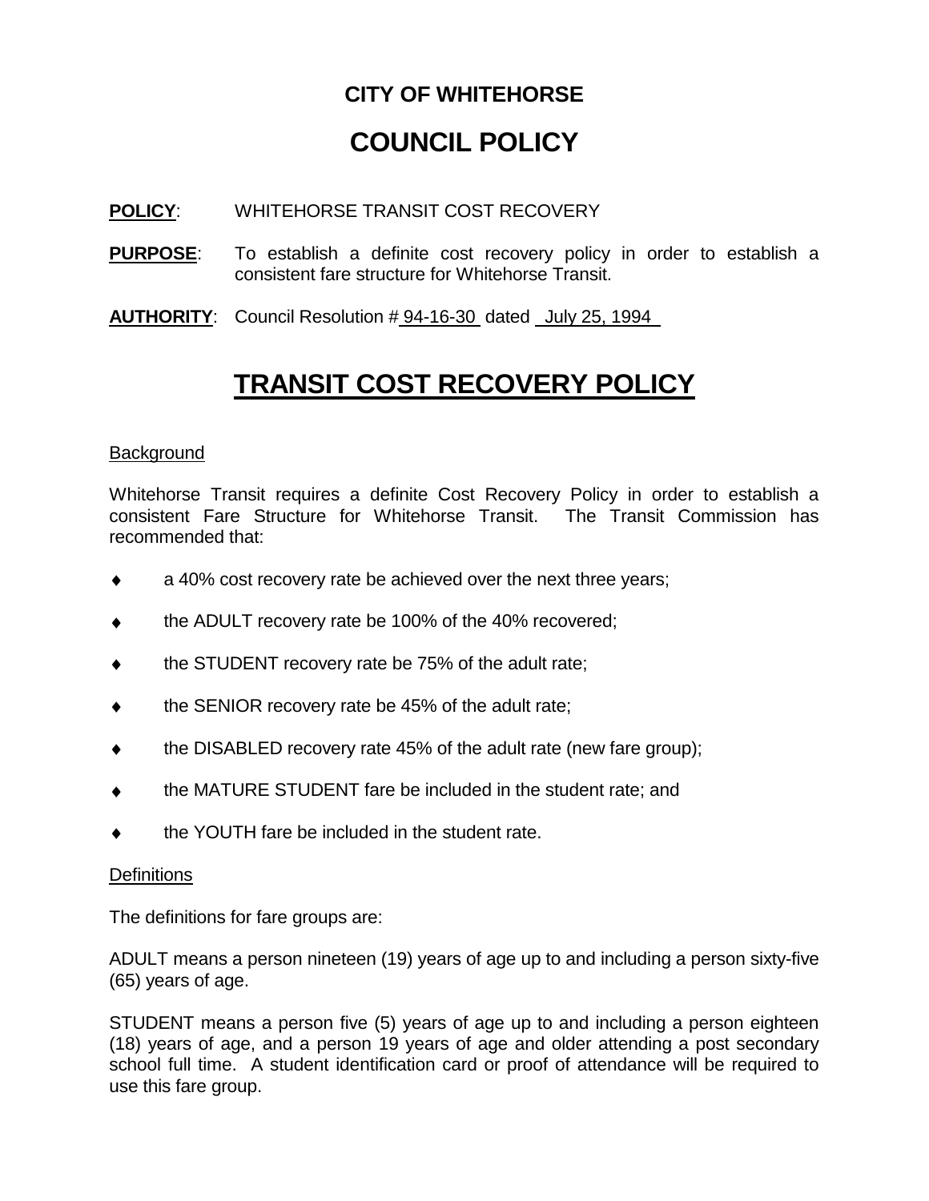# CITY OF WHITEHORSE

# COUNCIL POLICY

**POLICY**: WHITEHORSE TRANSIT COST RECOVERY

**PURPOSE**: To establish a definite cost recovery policy in order to establish a consistent fare structure for Whitehorse Transit.

**AUTHORITY**: Council Resolution # 94-16-30 dated July 25, 1994

## TRANSIT COST RECOVERY POLICY

### Background

Whitehorse Transit requires a definite Cost Recovery Policy in order to establish a consistent Fare Structure for Whitehorse Transit. The Transit Commission has recommended that:

- a 40% cost recovery rate be achieved over the next three years;
- the ADULT recovery rate be 100% of the 40% recovered;
- the STUDENT recovery rate be 75% of the adult rate;
- the SENIOR recovery rate be 45% of the adult rate;
- the DISABLED recovery rate 45% of the adult rate (new fare group);
- the MATURE STUDENT fare be included in the student rate; and
- the YOUTH fare be included in the student rate.

### Definitions

The definitions for fare groups are:

ADULT means a person nineteen (19) years of age up to and including a person sixty-five (65) years of age.

STUDENT means a person five (5) years of age up to and including a person eighteen (18) years of age, and a person 19 years of age and older attending a post secondary school full time. A student identification card or proof of attendance will be required to use this fare group.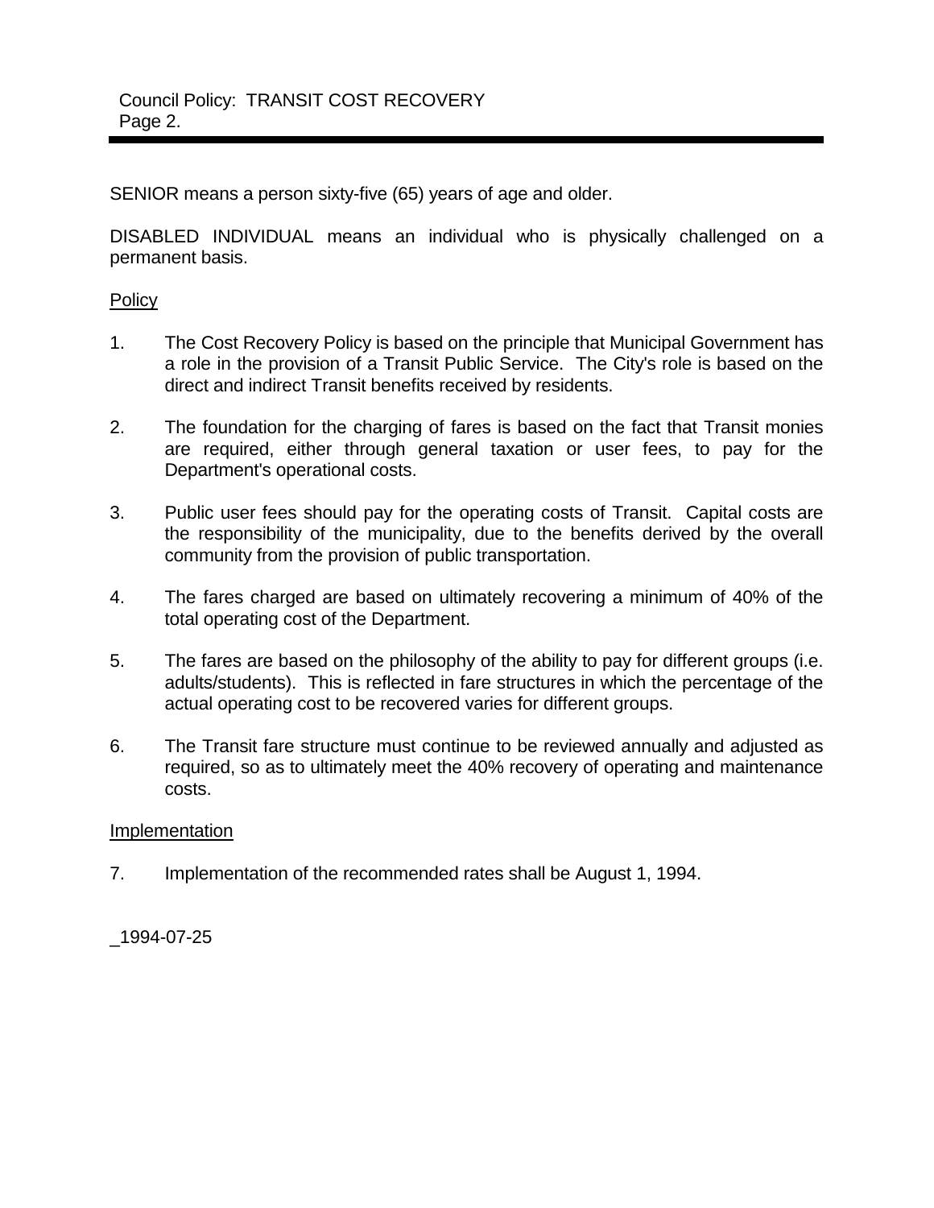SENIOR means a person sixty-five (65) years of age and older.

DISABLED INDIVIDUAL means an individual who is physically challenged on a permanent basis.

Policy

1. The Cost Recovery Policy is based on the principle that Municipal Government has a role in the provision of a Transit Public Service. The City's role is based on the direct and indirect Transit benefits received by residents.

2. The foundation for the charging of fares is based on the fact that Transit monies are required, either through general taxation or user fees, to pay for the Department's operational costs.

3. Public user fees should pay for the operating costs of Transit. Capital costs are the responsibility of the municipality, due to the benefits derived by the overall community from the provision of public transportation.

4. The fares charged are based on ultimately recovering a minimum of 40% of the total operating cost of the Department.

5. The fares are based on the philosophy of the ability to pay for different groups (i.e. adults/students). This is reflected in fare structures in which the percentage of the actual operating cost to be recovered varies for different groups.

6. The Transit fare structure must continue to be reviewed annually and adjusted as required, so as to ultimately meet the 40% recovery of operating and maintenance costs.

Implementation

7. Implementation of the recommended rates shall be August 1, 1994.

_1994-07-25